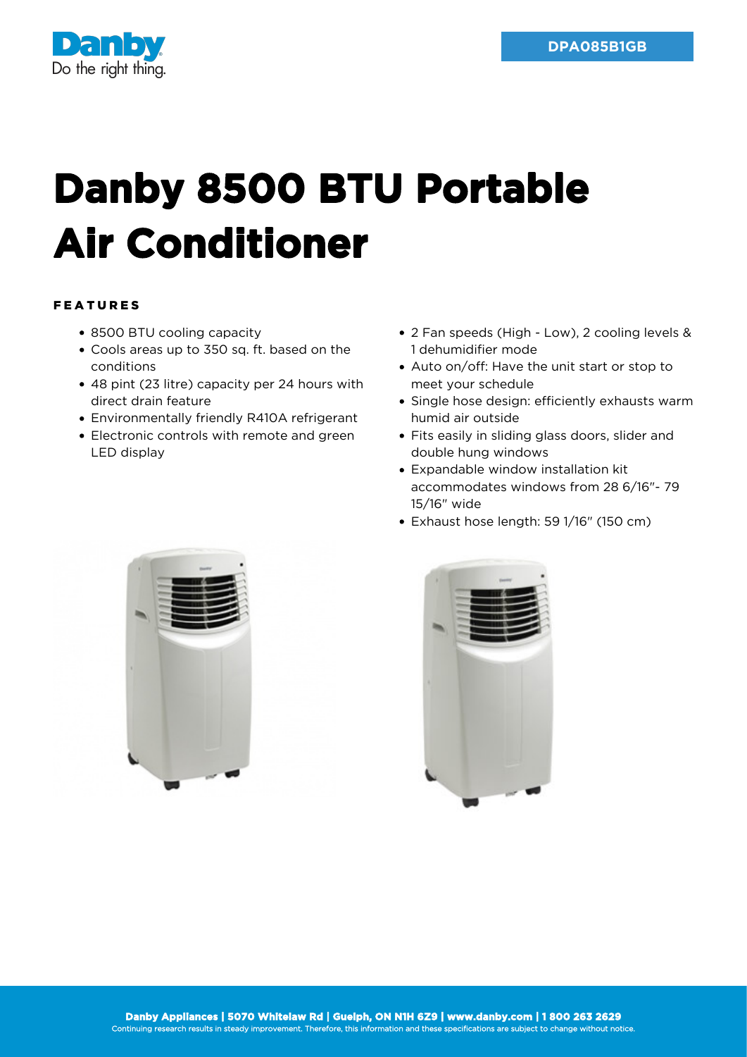DPA085B1GB

# Danby 8500 BTU Portable Air Conditioner

## FEATURES

- 8500 BTU cooling capacity
- Cools areas up to 350 sq. ft. based on the conditions
- 48 pint (23 litre) capacity per 24 hours with direct drain feature
- Environmentally friendly R410A refrigerant
- Electronic controls with remote and green LED display
- 2 Fan speeds (High - Low), 2 cooling levels & 1 dehumidifier mode
- Auto on/off: Have the unit start or stop to meet your schedule
- Single hose design: efficiently exhausts warm humid air outside
- Fits easily in sliding glass doors, slider and double hung windows
- Expandable window installation kit accommodates windows from 28 6/16"- 79 15/16" wide
- Exhaust hose length: 59 1/16" (150 cm)

**Danby Appliances | 5070 Whitelaw Rd | Guelph, ON N1H 6Z9 | www.danby.com | 1 800 263 2629**
Continuing research results in steady improvement. Therefore, this information and these specifications are subject to change without notice.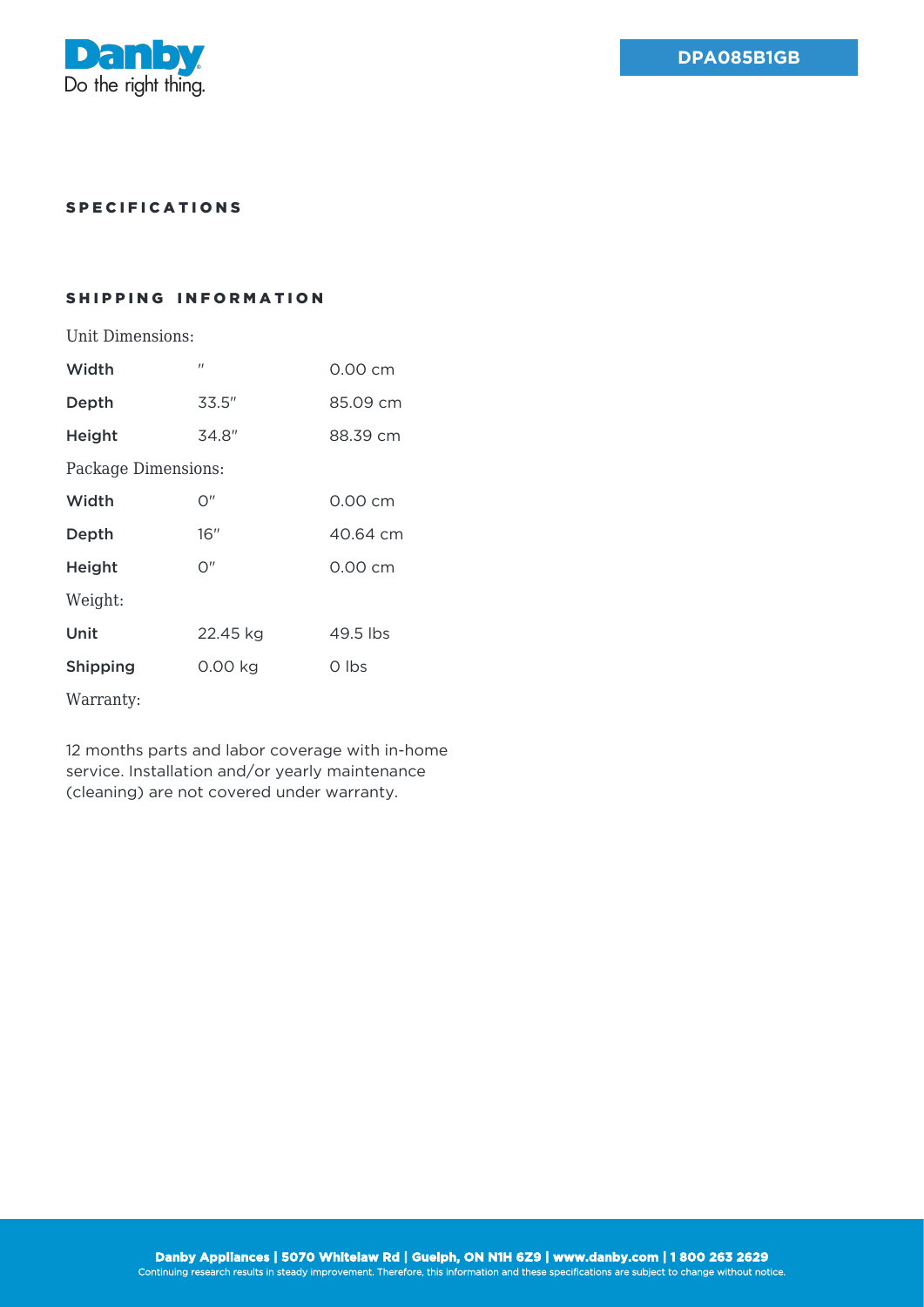**DPA085B1GB**

## SPECIFICATIONS

### SHIPPING INFORMATION

| | | |
|---|---|---|
| Unit Dimensions: | | |
| **Width** | ″ | 0.00 cm |
| **Depth** | 33.5″ | 85.09 cm |
| **Height** | 34.8″ | 88.39 cm |
| Package Dimensions: | | |
| **Width** | 0″ | 0.00 cm |
| **Depth** | 16″ | 40.64 cm |
| **Height** | 0″ | 0.00 cm |
| Weight: | | |
| **Unit** | 22.45 kg | 49.5 lbs |
| **Shipping** | 0.00 kg | 0 lbs |

Warranty:

12 months parts and labor coverage with in-home service. Installation and/or yearly maintenance (cleaning) are not covered under warranty.

**Danby Appliances | 5070 Whitelaw Rd | Guelph, ON N1H 6Z9 | www.danby.com | 1 800 263 2629**
Continuing research results in steady improvement. Therefore, this information and these specifications are subject to change without notice.